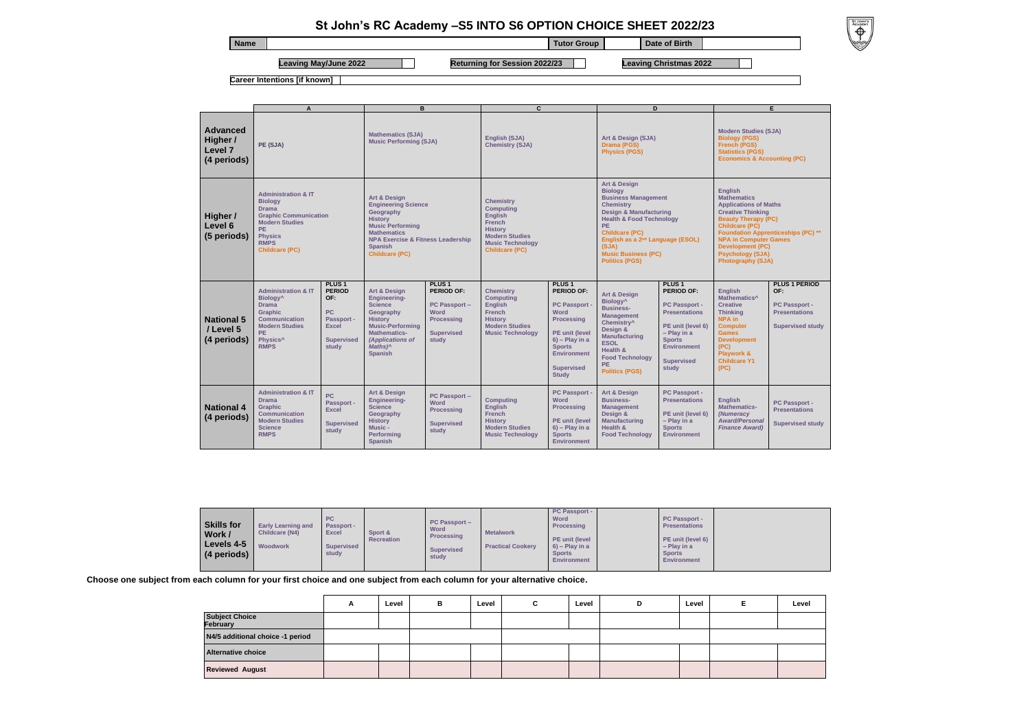# St John's RC Academy –S5 INTO S6 OPTION CHOICE SHEET 2022/23

| Name | | Tutor Group | | Date of Birth | |
|---|---|---|---|---|---|

Leaving May/June 2022 ☐ Returning for Session 2022/23 ☐ Leaving Christmas 2022 ☐

Career Intentions [if known]

| | A | | B | | C | | D | | E | |
|---|---|---|---|---|---|---|---|---|---|---|
| **Advanced Higher / Level 7 (4 periods)** | PE (SJA) | | Mathematics (SJA) Music Performing (SJA) | | English (SJA) Chemistry (SJA) | | Art & Design (SJA) Drama (PGS) Physics (PGS) | | Modern Studies (SJA) Biology (PGS) French (PGS) Statistics (PGS) Economics & Accounting (PC) | |
| **Higher / Level 6 (5 periods)** | Administration & IT Biology Drama Graphic Communication Modern Studies PE Physics RMPS Childcare (PC) | | Art & Design Engineering Science Geography History Music Performing Mathematics NPA Exercise & Fitness Leadership Spanish Childcare (PC) | | Chemistry Computing English French History Modern Studies Music Technology Childcare (PC) | | Art & Design Biology Business Management Chemistry Design & Manufacturing Health & Food Technology PE Childcare (PC) English as a 2nd Language (ESOL) (SJA) Music Business (PC) Politics (PGS) | | English Mathematics Applications of Maths Creative Thinking Beauty Therapy (PC) Childcare (PC) Foundation Apprenticeships (PC) ** NPA in Computer Games Development (PC) Psychology (SJA) Photography (SJA) | |
| **National 5 / Level 5 (4 periods)** | Administration & IT Biology^ Drama Graphic Communication Modern Studies PE Physics^ RMPS | PLUS 1 PERIOD OF: PC Passport - Excel Supervised study | Art & Design Engineering-Science Geography History Music-Performing Mathematics- *(Applications of Maths)^* Spanish | PLUS 1 PERIOD OF: PC Passport – Word Processing Supervised study | Chemistry Computing English French History Modern Studies Music Technology | PLUS 1 PERIOD OF: PC Passport - Word Processing PE unit (level 6) – Play in a Sports Environment Supervised Study | Art & Design Biology^ Business-Management Chemistry^ Design & Manufacturing ESOL Health & Food Technology PE Politics (PGS) | PLUS 1 PERIOD OF: PC Passport - Presentations PE unit (level 6) – Play in a Sports Environment Supervised study | English Mathematics^ Creative Thinking NPA in Computer Games Development (PC) Playwork & Childcare Y1 (PC) | PLUS 1 PERIOD OF: PC Passport - Presentations Supervised study |
| **National 4 (4 periods)** | Administration & IT Drama Graphic Communication Modern Studies Science RMPS | PC Passport - Excel Supervised study | Art & Design Engineering-Science Geography History Music - Performing Spanish | PC Passport – Word Processing Supervised study | Computing English French History Modern Studies Music Technology | PC Passport - Word Processing PE unit (level 6) – Play in a Sports Environment | Art & Design Business-Management Design & Manufacturing Health & Food Technology | PC Passport - Presentations PE unit (level 6) – Play in a Sports Environment | English *Mathematics- (Numeracy Award/Personal Finance Award)* | PC Passport - Presentations Supervised study |
| **Skills for Work / Levels 4-5 (4 periods)** | Early Learning and Childcare (N4) Woodwork | PC Passport - Excel Supervised study | Sport & Recreation | PC Passport – Word Processing Supervised study | Metalwork Practical Cookery | PC Passport - Word Processing PE unit (level 6) – Play in a Sports Environment | | PC Passport - Presentations PE unit (level 6) – Play in a Sports Environment | | |

**Choose one subject from each column for your first choice and one subject from each column for your alternative choice.**

| | A | Level | B | Level | C | Level | D | Level | E | Level |
|---|---|---|---|---|---|---|---|---|---|---|
| **Subject Choice February** | | | | | | | | | | |
| **N4/5 additional choice -1 period** | | | | | | | | | | |
| **Alternative choice** | | | | | | | | | | |
| **Reviewed August** | | | | | | | | | | |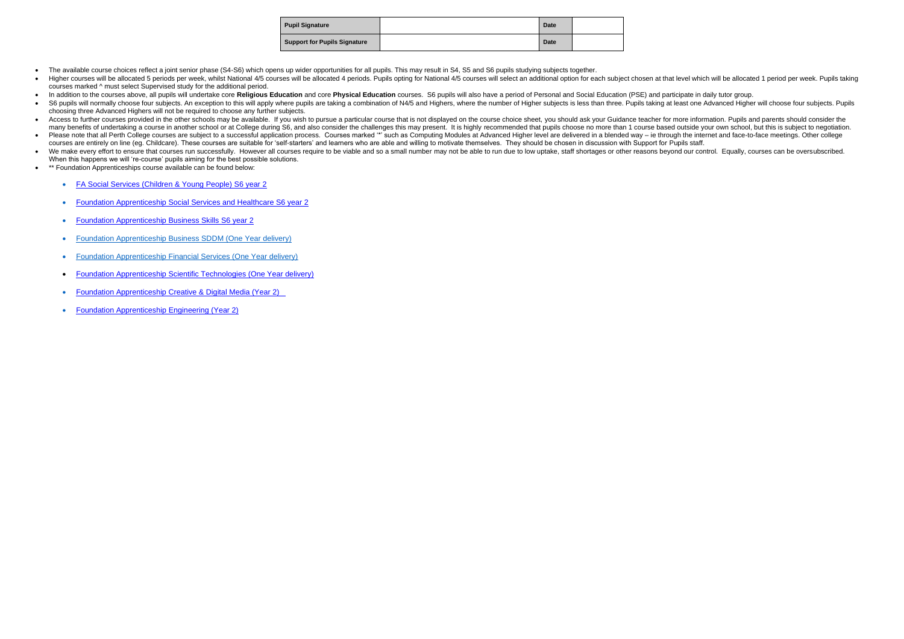| | | | |
|---|---|---|---|
| **Pupil Signature** | | **Date** | |
| **Support for Pupils Signature** | | **Date** | |

- The available course choices reflect a joint senior phase (S4-S6) which opens up wider opportunities for all pupils. This may result in S4, S5 and S6 pupils studying subjects together.
- Higher courses will be allocated 5 periods per week, whilst National 4/5 courses will be allocated 4 periods. Pupils opting for National 4/5 courses will select an additional option for each subject chosen at that level which will be allocated 1 period per week. Pupils taking courses marked ^ must select Supervised study for the additional period.
- In addition to the courses above, all pupils will undertake core **Religious Education** and core **Physical Education** courses. S6 pupils will also have a period of Personal and Social Education (PSE) and participate in daily tutor group.
- S6 pupils will normally choose four subjects. An exception to this will apply where pupils are taking a combination of N4/5 and Highers, where the number of Higher subjects is less than three. Pupils taking at least one Advanced Higher will choose four subjects. Pupils choosing three Advanced Highers will not be required to choose any further subjects.
- Access to further courses provided in the other schools may be available. If you wish to pursue a particular course that is not displayed on the course choice sheet, you should ask your Guidance teacher for more information. Pupils and parents should consider the many benefits of undertaking a course in another school or at College during S6, and also consider the challenges this may present. It is highly recommended that pupils choose no more than 1 course based outside your own school, but this is subject to negotiation.
- Please note that all Perth College courses are subject to a successful application process. Courses marked '*' such as Computing Modules at Advanced Higher level are delivered in a blended way – ie through the internet and face-to-face meetings. Other college courses are entirely on line (eg. Childcare). These courses are suitable for 'self-starters' and learners who are able and willing to motivate themselves. They should be chosen in discussion with Support for Pupils staff.
- We make every effort to ensure that courses run successfully. However all courses require to be viable and so a small number may not be able to run due to low uptake, staff shortages or other reasons beyond our control. Equally, courses can be oversubscribed. When this happens we will 're-course' pupils aiming for the best possible solutions.
- ** Foundation Apprenticeships course available can be found below:
  - FA Social Services (Children & Young People) S6 year 2
  - Foundation Apprenticeship Social Services and Healthcare S6 year 2
  - Foundation Apprenticeship Business Skills S6 year 2
  - Foundation Apprenticeship Business SDDM (One Year delivery)
  - Foundation Apprenticeship Financial Services (One Year delivery)
  - Foundation Apprenticeship Scientific Technologies (One Year delivery)
  - Foundation Apprenticeship Creative & Digital Media (Year 2)
  - Foundation Apprenticeship Engineering (Year 2)